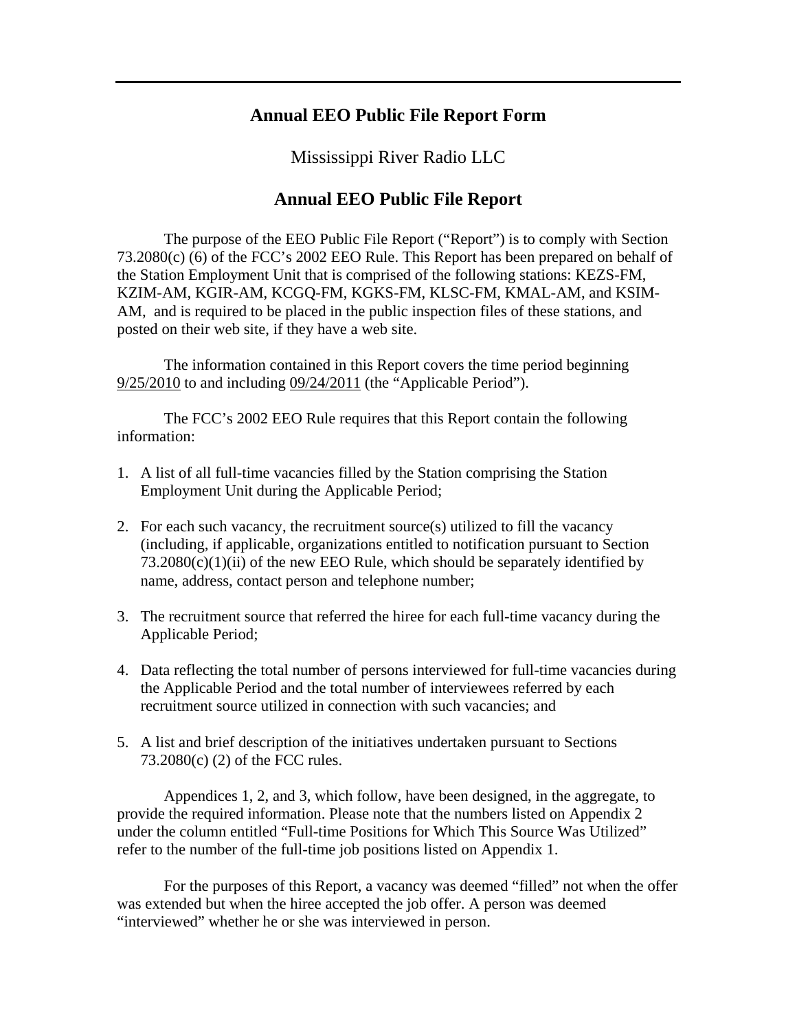# Annual EEO Public File Report Form

Mississippi River Radio LLC

## Annual EEO Public File Report

The purpose of the EEO Public File Report ("Report") is to comply with Section 73.2080(c) (6) of the FCC's 2002 EEO Rule. This Report has been prepared on behalf of the Station Employment Unit that is comprised of the following stations: KEZS-FM, KZIM-AM, KGIR-AM, KCGQ-FM, KGKS-FM, KLSC-FM, KMAL-AM, and KSIM-AM, and is required to be placed in the public inspection files of these stations, and posted on their web site, if they have a web site.

The information contained in this Report covers the time period beginning 9/25/2010 to and including 09/24/2011 (the "Applicable Period").

The FCC's 2002 EEO Rule requires that this Report contain the following information:

1. A list of all full-time vacancies filled by the Station comprising the Station Employment Unit during the Applicable Period;

2. For each such vacancy, the recruitment source(s) utilized to fill the vacancy (including, if applicable, organizations entitled to notification pursuant to Section 73.2080(c)(1)(ii) of the new EEO Rule, which should be separately identified by name, address, contact person and telephone number;

3. The recruitment source that referred the hiree for each full-time vacancy during the Applicable Period;

4. Data reflecting the total number of persons interviewed for full-time vacancies during the Applicable Period and the total number of interviewees referred by each recruitment source utilized in connection with such vacancies; and

5. A list and brief description of the initiatives undertaken pursuant to Sections 73.2080(c) (2) of the FCC rules.

Appendices 1, 2, and 3, which follow, have been designed, in the aggregate, to provide the required information. Please note that the numbers listed on Appendix 2 under the column entitled "Full-time Positions for Which This Source Was Utilized" refer to the number of the full-time job positions listed on Appendix 1.

For the purposes of this Report, a vacancy was deemed "filled" not when the offer was extended but when the hiree accepted the job offer. A person was deemed "interviewed" whether he or she was interviewed in person.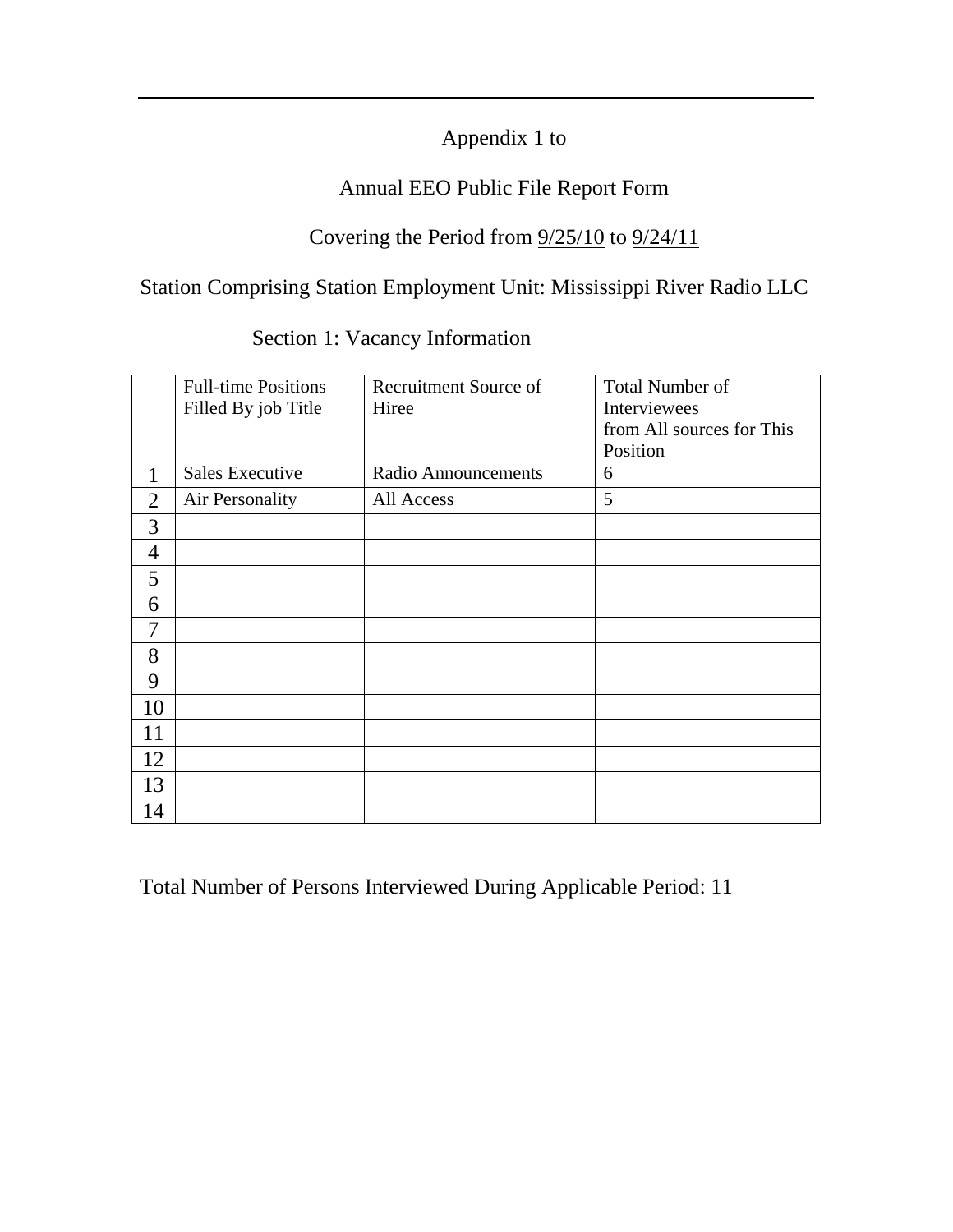Appendix 1 to

Annual EEO Public File Report Form

Covering the Period from 9/25/10 to 9/24/11

Station Comprising Station Employment Unit: Mississippi River Radio LLC

Section 1: Vacancy Information

| | Full-time Positions Filled By job Title | Recruitment Source of Hiree | Total Number of Interviewees from All sources for This Position |
|---|---|---|---|
| 1 | Sales Executive | Radio Announcements | 6 |
| 2 | Air Personality | All Access | 5 |
| 3 | | | |
| 4 | | | |
| 5 | | | |
| 6 | | | |
| 7 | | | |
| 8 | | | |
| 9 | | | |
| 10 | | | |
| 11 | | | |
| 12 | | | |
| 13 | | | |
| 14 | | | |

Total Number of Persons Interviewed During Applicable Period: 11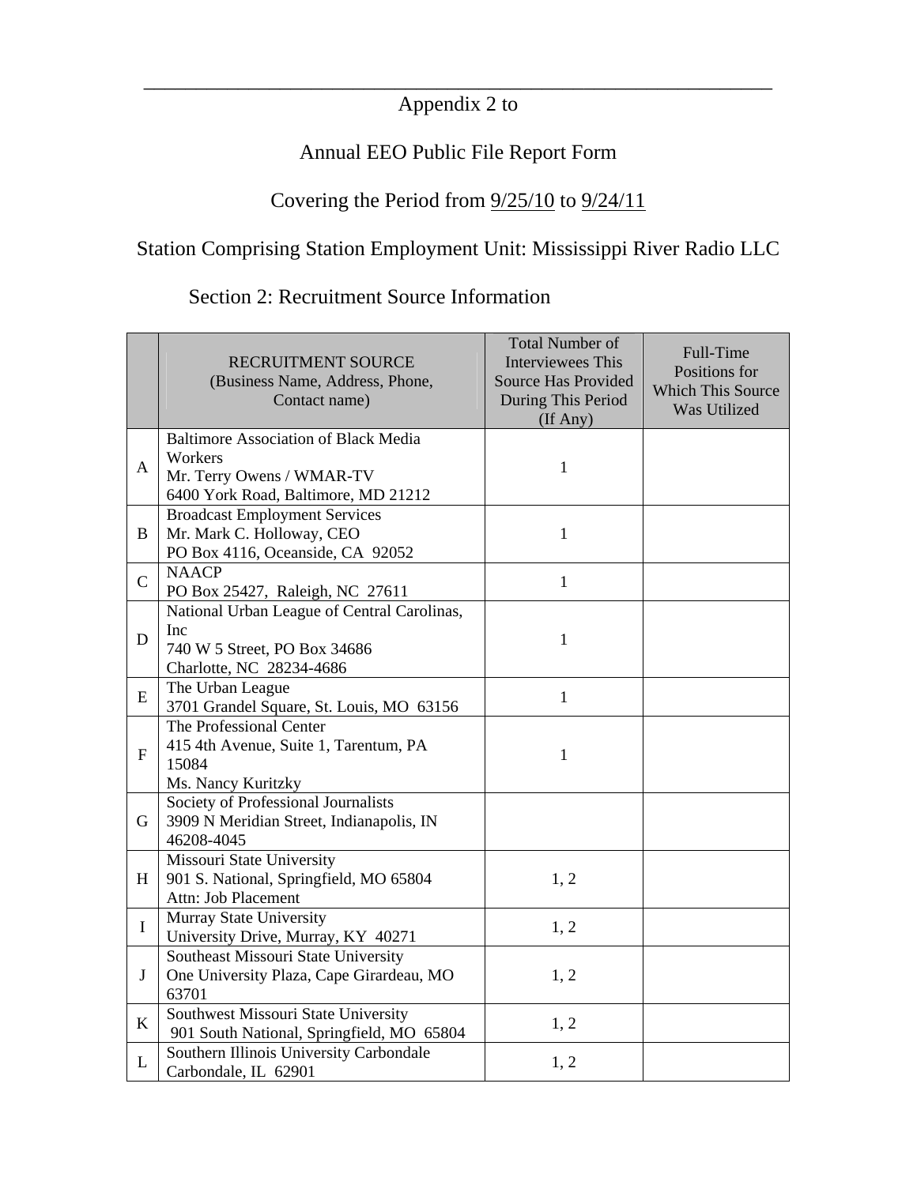Appendix 2 to

Annual EEO Public File Report Form

Covering the Period from 9/25/10 to 9/24/11

Station Comprising Station Employment Unit: Mississippi River Radio LLC

Section 2: Recruitment Source Information

| | RECRUITMENT SOURCE (Business Name, Address, Phone, Contact name) | Total Number of Interviewees This Source Has Provided During This Period (If Any) | Full-Time Positions for Which This Source Was Utilized |
|---|---|---|---|
| A | Baltimore Association of Black Media Workers<br>Mr. Terry Owens / WMAR-TV<br>6400 York Road, Baltimore, MD 21212 | 1 | |
| B | Broadcast Employment Services<br>Mr. Mark C. Holloway, CEO<br>PO Box 4116, Oceanside, CA 92052 | 1 | |
| C | NAACP<br>PO Box 25427, Raleigh, NC 27611 | 1 | |
| D | National Urban League of Central Carolinas, Inc<br>740 W 5 Street, PO Box 34686<br>Charlotte, NC 28234-4686 | 1 | |
| E | The Urban League<br>3701 Grandel Square, St. Louis, MO 63156 | 1 | |
| F | The Professional Center<br>415 4th Avenue, Suite 1, Tarentum, PA 15084<br>Ms. Nancy Kuritzky | 1 | |
| G | Society of Professional Journalists<br>3909 N Meridian Street, Indianapolis, IN 46208-4045 | | |
| H | Missouri State University<br>901 S. National, Springfield, MO 65804<br>Attn: Job Placement | 1, 2 | |
| I | Murray State University<br>University Drive, Murray, KY 40271 | 1, 2 | |
| J | Southeast Missouri State University<br>One University Plaza, Cape Girardeau, MO 63701 | 1, 2 | |
| K | Southwest Missouri State University<br>901 South National, Springfield, MO 65804 | 1, 2 | |
| L | Southern Illinois University Carbondale<br>Carbondale, IL 62901 | 1, 2 | |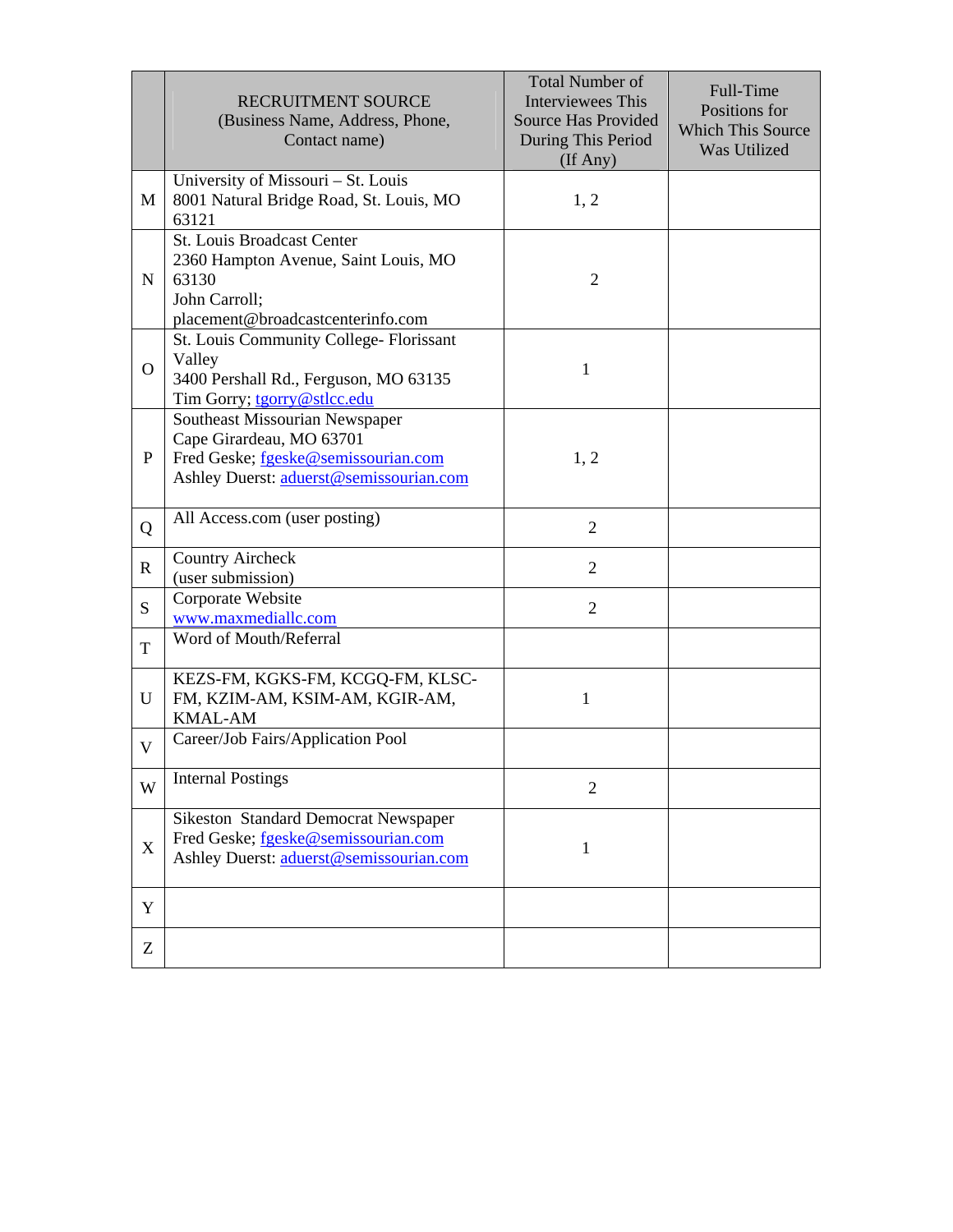| | RECRUITMENT SOURCE (Business Name, Address, Phone, Contact name) | Total Number of Interviewees This Source Has Provided During This Period (If Any) | Full-Time Positions for Which This Source Was Utilized |
|---|---|---|---|
| M | University of Missouri – St. Louis<br>8001 Natural Bridge Road, St. Louis, MO 63121 | 1, 2 | |
| N | St. Louis Broadcast Center<br>2360 Hampton Avenue, Saint Louis, MO 63130<br>John Carroll;<br>placement@broadcastcenterinfo.com | 2 | |
| O | St. Louis Community College- Florissant Valley<br>3400 Pershall Rd., Ferguson, MO 63135<br>Tim Gorry; tgorry@stlcc.edu | 1 | |
| P | Southeast Missourian Newspaper<br>Cape Girardeau, MO 63701<br>Fred Geske; fgeske@semissourian.com<br>Ashley Duerst: aduerst@semissourian.com | 1, 2 | |
| Q | All Access.com (user posting) | 2 | |
| R | Country Aircheck<br>(user submission) | 2 | |
| S | Corporate Website<br>www.maxmediallc.com | 2 | |
| T | Word of Mouth/Referral | | |
| U | KEZS-FM, KGKS-FM, KCGQ-FM, KLSC-FM, KZIM-AM, KSIM-AM, KGIR-AM, KMAL-AM | 1 | |
| V | Career/Job Fairs/Application Pool | | |
| W | Internal Postings | 2 | |
| X | Sikeston Standard Democrat Newspaper<br>Fred Geske; fgeske@semissourian.com<br>Ashley Duerst: aduerst@semissourian.com | 1 | |
| Y | | | |
| Z | | | |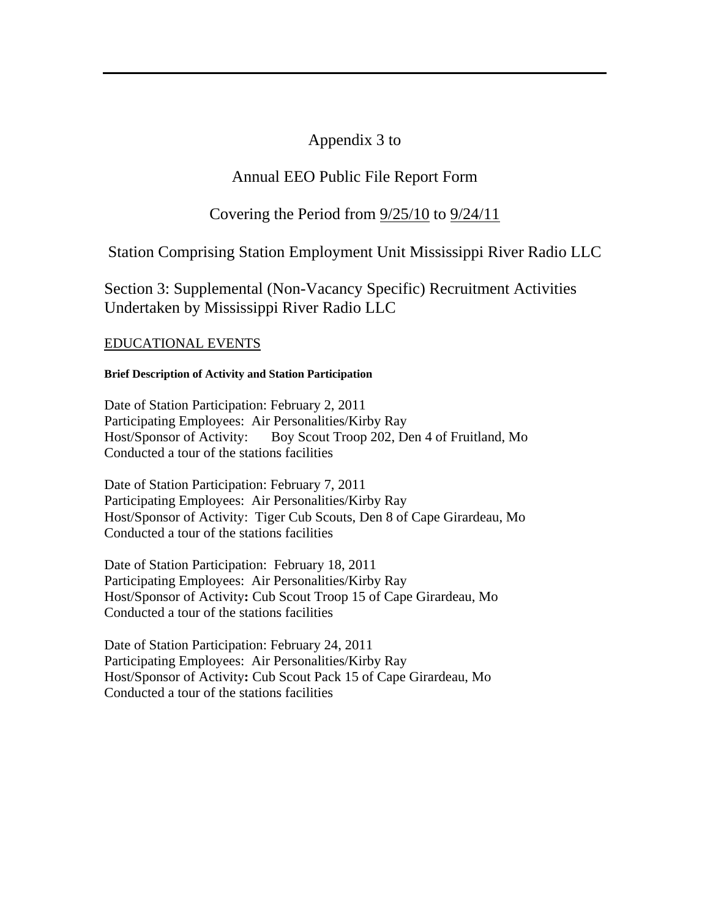Appendix 3 to

Annual EEO Public File Report Form

Covering the Period from 9/25/10 to 9/24/11

Station Comprising Station Employment Unit Mississippi River Radio LLC

Section 3: Supplemental (Non-Vacancy Specific) Recruitment Activities Undertaken by Mississippi River Radio LLC

EDUCATIONAL EVENTS

**Brief Description of Activity and Station Participation**

Date of Station Participation: February 2, 2011
Participating Employees: Air Personalities/Kirby Ray
Host/Sponsor of Activity: Boy Scout Troop 202, Den 4 of Fruitland, Mo
Conducted a tour of the stations facilities

Date of Station Participation: February 7, 2011
Participating Employees: Air Personalities/Kirby Ray
Host/Sponsor of Activity: Tiger Cub Scouts, Den 8 of Cape Girardeau, Mo
Conducted a tour of the stations facilities

Date of Station Participation: February 18, 2011
Participating Employees: Air Personalities/Kirby Ray
Host/Sponsor of Activity**:** Cub Scout Troop 15 of Cape Girardeau, Mo
Conducted a tour of the stations facilities

Date of Station Participation: February 24, 2011
Participating Employees: Air Personalities/Kirby Ray
Host/Sponsor of Activity**:** Cub Scout Pack 15 of Cape Girardeau, Mo
Conducted a tour of the stations facilities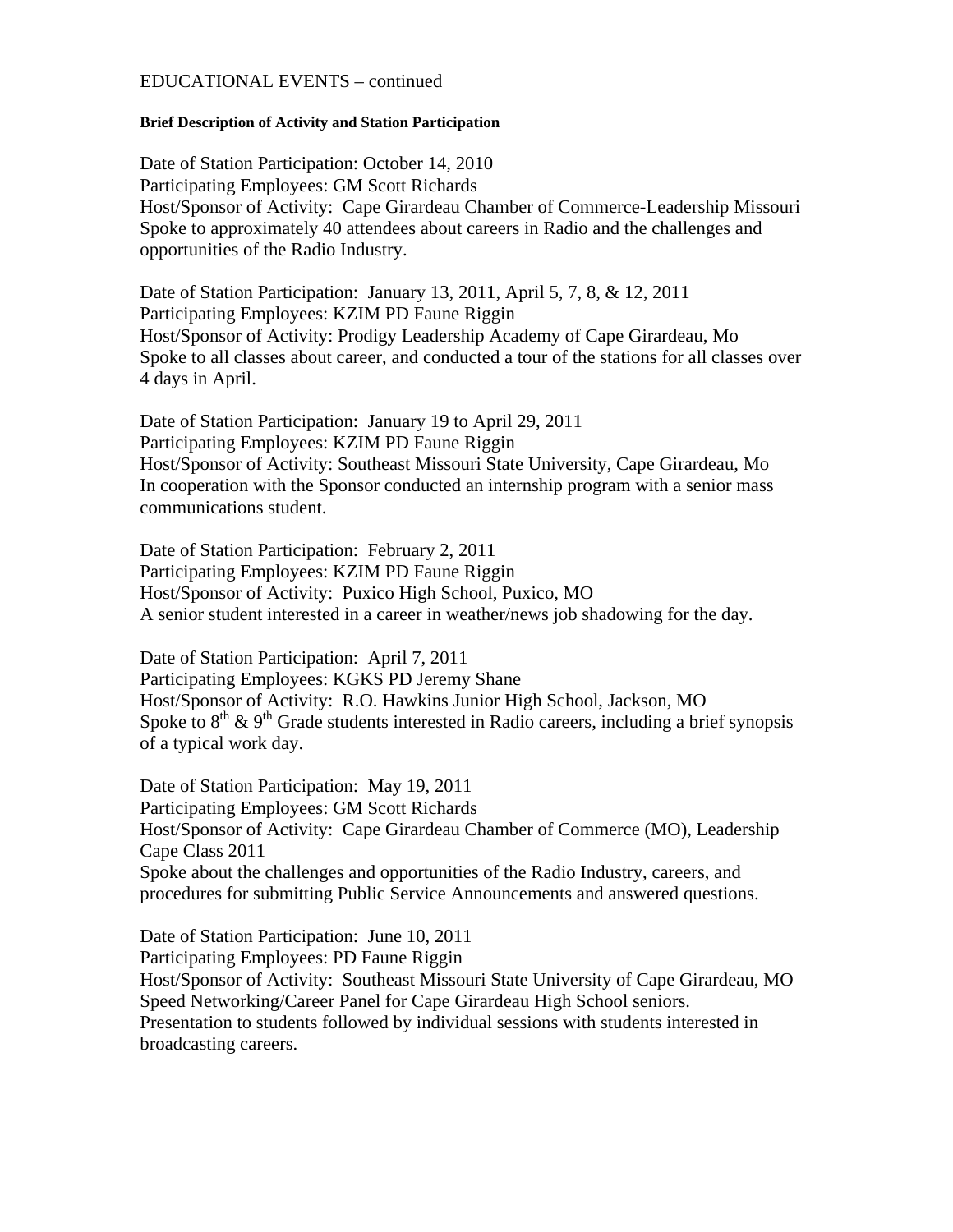EDUCATIONAL EVENTS – continued

**Brief Description of Activity and Station Participation**

Date of Station Participation: October 14, 2010
Participating Employees: GM Scott Richards
Host/Sponsor of Activity: Cape Girardeau Chamber of Commerce-Leadership Missouri
Spoke to approximately 40 attendees about careers in Radio and the challenges and opportunities of the Radio Industry.

Date of Station Participation: January 13, 2011, April 5, 7, 8, & 12, 2011
Participating Employees: KZIM PD Faune Riggin
Host/Sponsor of Activity: Prodigy Leadership Academy of Cape Girardeau, Mo
Spoke to all classes about career, and conducted a tour of the stations for all classes over 4 days in April.

Date of Station Participation: January 19 to April 29, 2011
Participating Employees: KZIM PD Faune Riggin
Host/Sponsor of Activity: Southeast Missouri State University, Cape Girardeau, Mo
In cooperation with the Sponsor conducted an internship program with a senior mass communications student.

Date of Station Participation: February 2, 2011
Participating Employees: KZIM PD Faune Riggin
Host/Sponsor of Activity: Puxico High School, Puxico, MO
A senior student interested in a career in weather/news job shadowing for the day.

Date of Station Participation: April 7, 2011
Participating Employees: KGKS PD Jeremy Shane
Host/Sponsor of Activity: R.O. Hawkins Junior High School, Jackson, MO
Spoke to 8th & 9th Grade students interested in Radio careers, including a brief synopsis of a typical work day.

Date of Station Participation: May 19, 2011
Participating Employees: GM Scott Richards
Host/Sponsor of Activity: Cape Girardeau Chamber of Commerce (MO), Leadership Cape Class 2011
Spoke about the challenges and opportunities of the Radio Industry, careers, and procedures for submitting Public Service Announcements and answered questions.

Date of Station Participation: June 10, 2011
Participating Employees: PD Faune Riggin
Host/Sponsor of Activity: Southeast Missouri State University of Cape Girardeau, MO
Speed Networking/Career Panel for Cape Girardeau High School seniors.
Presentation to students followed by individual sessions with students interested in broadcasting careers.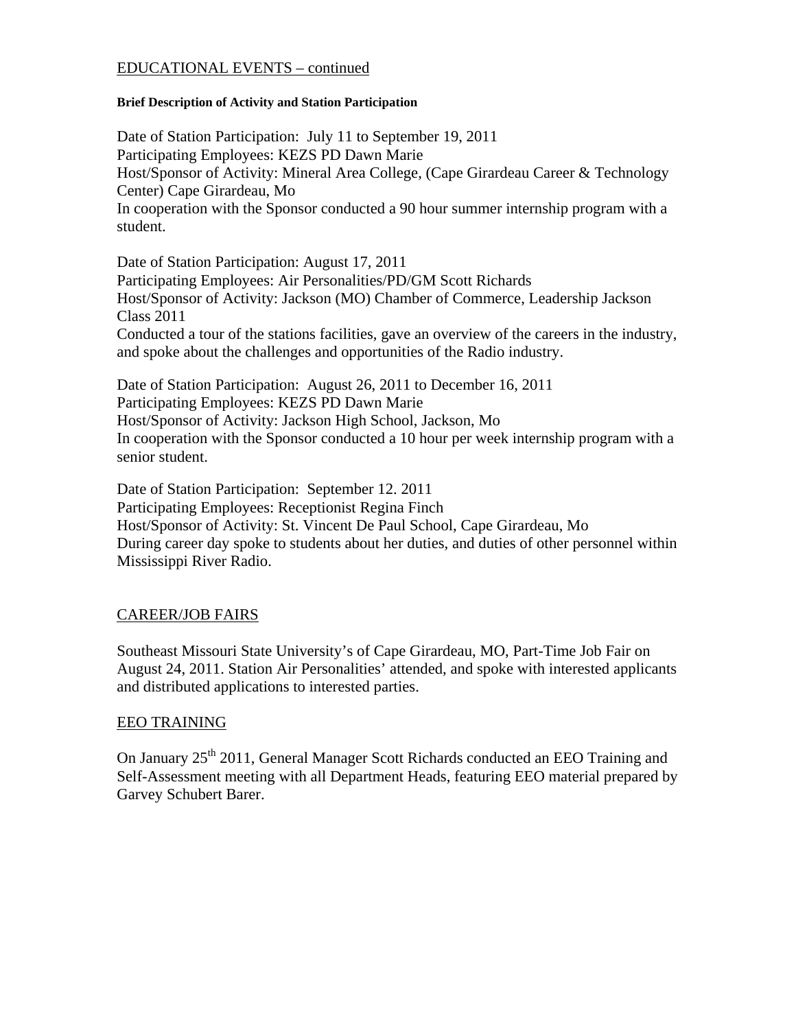EDUCATIONAL EVENTS – continued

**Brief Description of Activity and Station Participation**

Date of Station Participation: July 11 to September 19, 2011
Participating Employees: KEZS PD Dawn Marie
Host/Sponsor of Activity: Mineral Area College, (Cape Girardeau Career & Technology Center) Cape Girardeau, Mo
In cooperation with the Sponsor conducted a 90 hour summer internship program with a student.

Date of Station Participation: August 17, 2011
Participating Employees: Air Personalities/PD/GM Scott Richards
Host/Sponsor of Activity: Jackson (MO) Chamber of Commerce, Leadership Jackson Class 2011
Conducted a tour of the stations facilities, gave an overview of the careers in the industry, and spoke about the challenges and opportunities of the Radio industry.

Date of Station Participation: August 26, 2011 to December 16, 2011
Participating Employees: KEZS PD Dawn Marie
Host/Sponsor of Activity: Jackson High School, Jackson, Mo
In cooperation with the Sponsor conducted a 10 hour per week internship program with a senior student.

Date of Station Participation: September 12. 2011
Participating Employees: Receptionist Regina Finch
Host/Sponsor of Activity: St. Vincent De Paul School, Cape Girardeau, Mo
During career day spoke to students about her duties, and duties of other personnel within Mississippi River Radio.

CAREER/JOB FAIRS

Southeast Missouri State University's of Cape Girardeau, MO, Part-Time Job Fair on August 24, 2011. Station Air Personalities' attended, and spoke with interested applicants and distributed applications to interested parties.

EEO TRAINING

On January 25th 2011, General Manager Scott Richards conducted an EEO Training and Self-Assessment meeting with all Department Heads, featuring EEO material prepared by Garvey Schubert Barer.